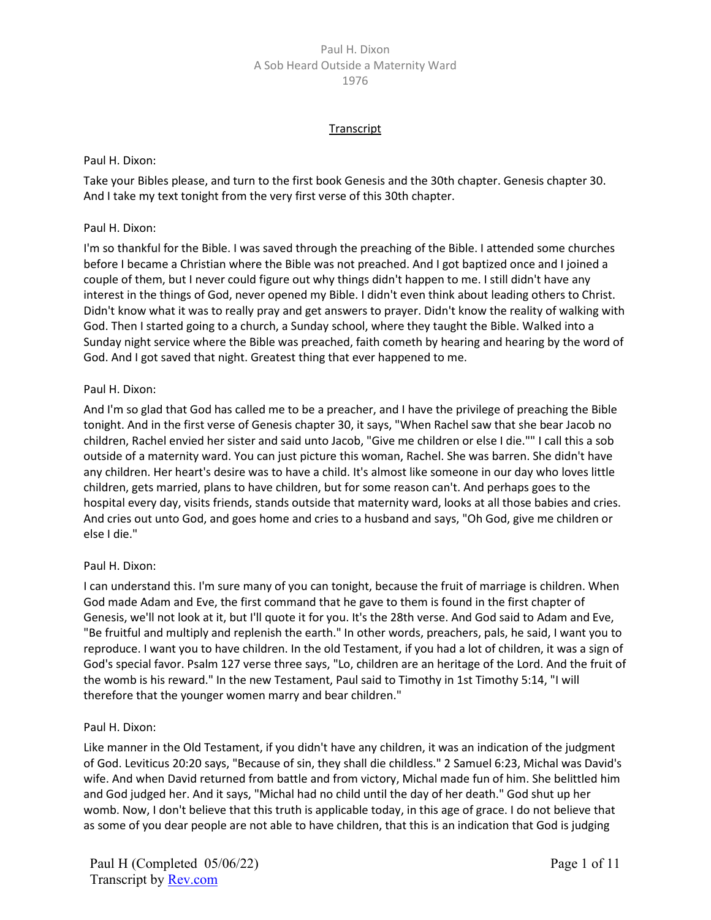Paul H. Dixon
A Sob Heard Outside a Maternity Ward
1976

Transcript

Paul H. Dixon:

Take your Bibles please, and turn to the first book Genesis and the 30th chapter. Genesis chapter 30. And I take my text tonight from the very first verse of this 30th chapter.

Paul H. Dixon:

I'm so thankful for the Bible. I was saved through the preaching of the Bible. I attended some churches before I became a Christian where the Bible was not preached. And I got baptized once and I joined a couple of them, but I never could figure out why things didn't happen to me. I still didn't have any interest in the things of God, never opened my Bible. I didn't even think about leading others to Christ. Didn't know what it was to really pray and get answers to prayer. Didn't know the reality of walking with God. Then I started going to a church, a Sunday school, where they taught the Bible. Walked into a Sunday night service where the Bible was preached, faith cometh by hearing and hearing by the word of God. And I got saved that night. Greatest thing that ever happened to me.

Paul H. Dixon:

And I'm so glad that God has called me to be a preacher, and I have the privilege of preaching the Bible tonight. And in the first verse of Genesis chapter 30, it says, "When Rachel saw that she bear Jacob no children, Rachel envied her sister and said unto Jacob, "Give me children or else I die."" I call this a sob outside of a maternity ward. You can just picture this woman, Rachel. She was barren. She didn't have any children. Her heart's desire was to have a child. It's almost like someone in our day who loves little children, gets married, plans to have children, but for some reason can't. And perhaps goes to the hospital every day, visits friends, stands outside that maternity ward, looks at all those babies and cries. And cries out unto God, and goes home and cries to a husband and says, "Oh God, give me children or else I die."

Paul H. Dixon:

I can understand this. I'm sure many of you can tonight, because the fruit of marriage is children. When God made Adam and Eve, the first command that he gave to them is found in the first chapter of Genesis, we'll not look at it, but I'll quote it for you. It's the 28th verse. And God said to Adam and Eve, "Be fruitful and multiply and replenish the earth." In other words, preachers, pals, he said, I want you to reproduce. I want you to have children. In the old Testament, if you had a lot of children, it was a sign of God's special favor. Psalm 127 verse three says, "Lo, children are an heritage of the Lord. And the fruit of the womb is his reward." In the new Testament, Paul said to Timothy in 1st Timothy 5:14, "I will therefore that the younger women marry and bear children."

Paul H. Dixon:

Like manner in the Old Testament, if you didn't have any children, it was an indication of the judgment of God. Leviticus 20:20 says, "Because of sin, they shall die childless." 2 Samuel 6:23, Michal was David's wife. And when David returned from battle and from victory, Michal made fun of him. She belittled him and God judged her. And it says, "Michal had no child until the day of her death." God shut up her womb. Now, I don't believe that this truth is applicable today, in this age of grace. I do not believe that as some of you dear people are not able to have children, that this is an indication that God is judging

Paul H (Completed 05/06/22)
Transcript by Rev.com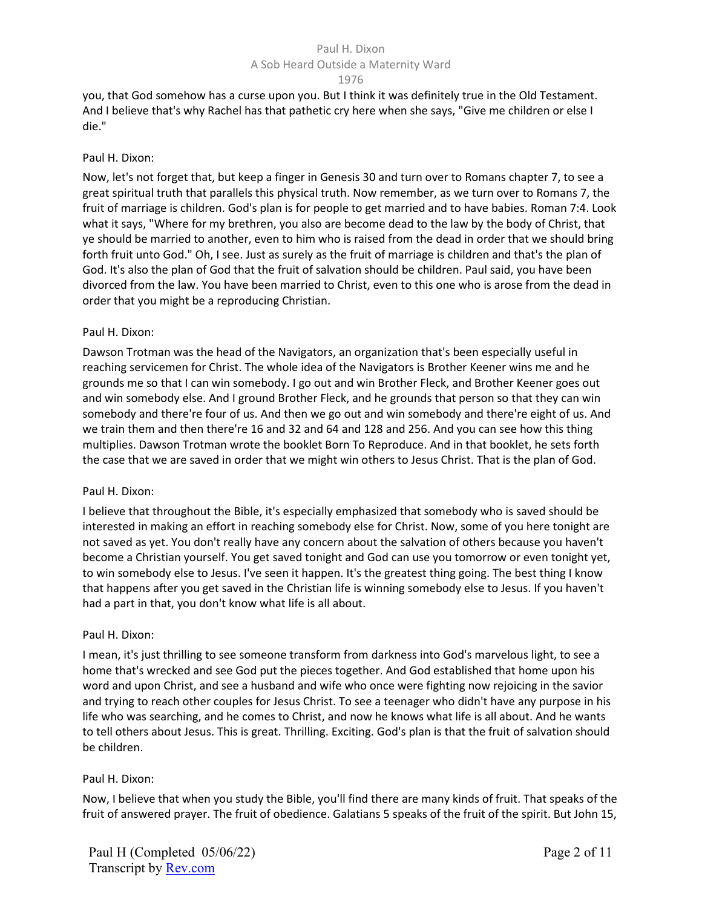you, that God somehow has a curse upon you. But I think it was definitely true in the Old Testament. And I believe that's why Rachel has that pathetic cry here when she says, "Give me children or else I die."

Paul H. Dixon:

Now, let's not forget that, but keep a finger in Genesis 30 and turn over to Romans chapter 7, to see a great spiritual truth that parallels this physical truth. Now remember, as we turn over to Romans 7, the fruit of marriage is children. God's plan is for people to get married and to have babies. Roman 7:4. Look what it says, "Where for my brethren, you also are become dead to the law by the body of Christ, that ye should be married to another, even to him who is raised from the dead in order that we should bring forth fruit unto God." Oh, I see. Just as surely as the fruit of marriage is children and that's the plan of God. It's also the plan of God that the fruit of salvation should be children. Paul said, you have been divorced from the law. You have been married to Christ, even to this one who is arose from the dead in order that you might be a reproducing Christian.

Paul H. Dixon:

Dawson Trotman was the head of the Navigators, an organization that's been especially useful in reaching servicemen for Christ. The whole idea of the Navigators is Brother Keener wins me and he grounds me so that I can win somebody. I go out and win Brother Fleck, and Brother Keener goes out and win somebody else. And I ground Brother Fleck, and he grounds that person so that they can win somebody and there're four of us. And then we go out and win somebody and there're eight of us. And we train them and then there're 16 and 32 and 64 and 128 and 256. And you can see how this thing multiplies. Dawson Trotman wrote the booklet Born To Reproduce. And in that booklet, he sets forth the case that we are saved in order that we might win others to Jesus Christ. That is the plan of God.

Paul H. Dixon:

I believe that throughout the Bible, it's especially emphasized that somebody who is saved should be interested in making an effort in reaching somebody else for Christ. Now, some of you here tonight are not saved as yet. You don't really have any concern about the salvation of others because you haven't become a Christian yourself. You get saved tonight and God can use you tomorrow or even tonight yet, to win somebody else to Jesus. I've seen it happen. It's the greatest thing going. The best thing I know that happens after you get saved in the Christian life is winning somebody else to Jesus. If you haven't had a part in that, you don't know what life is all about.

Paul H. Dixon:

I mean, it's just thrilling to see someone transform from darkness into God's marvelous light, to see a home that's wrecked and see God put the pieces together. And God established that home upon his word and upon Christ, and see a husband and wife who once were fighting now rejoicing in the savior and trying to reach other couples for Jesus Christ. To see a teenager who didn't have any purpose in his life who was searching, and he comes to Christ, and now he knows what life is all about. And he wants to tell others about Jesus. This is great. Thrilling. Exciting. God's plan is that the fruit of salvation should be children.

Paul H. Dixon:

Now, I believe that when you study the Bible, you'll find there are many kinds of fruit. That speaks of the fruit of answered prayer. The fruit of obedience. Galatians 5 speaks of the fruit of the spirit. But John 15,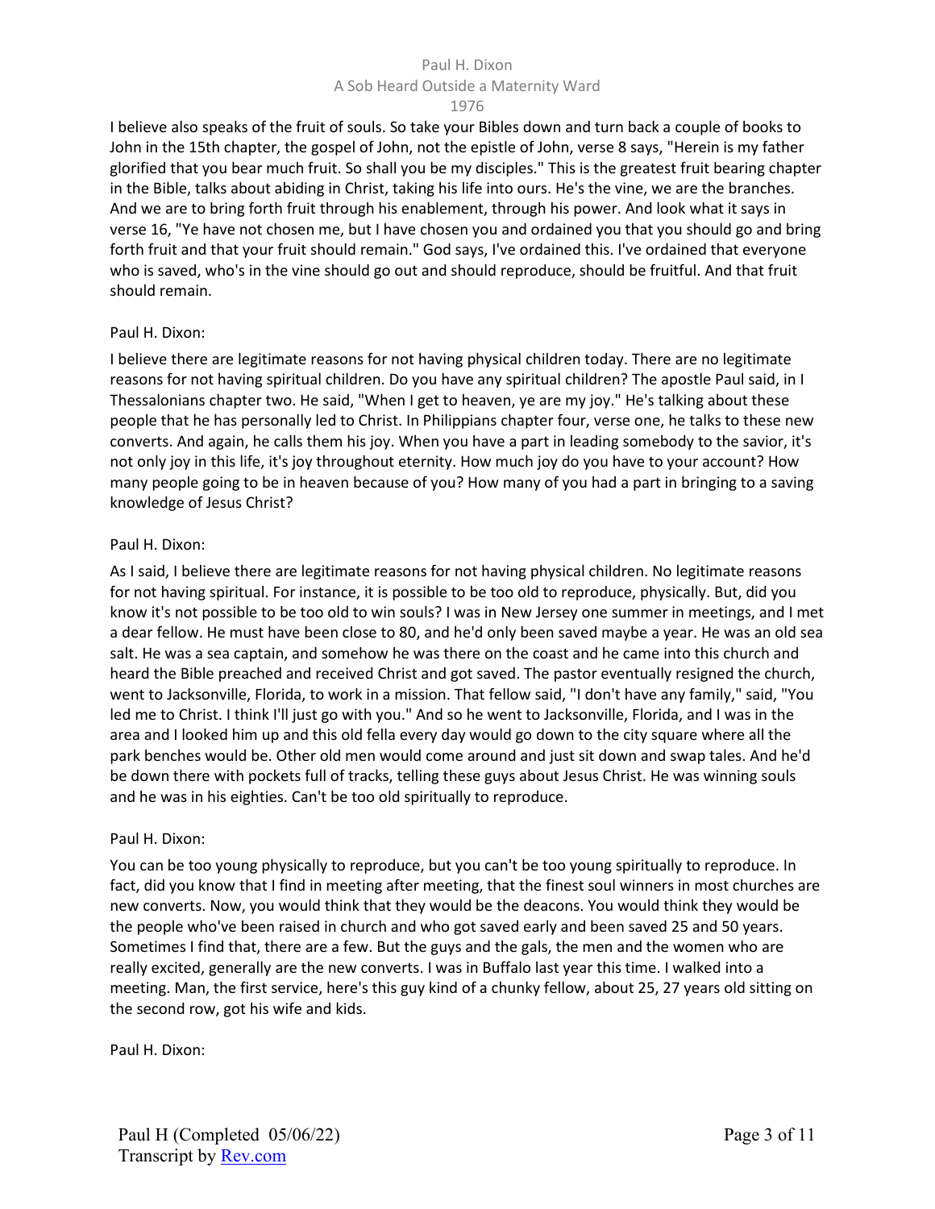I believe also speaks of the fruit of souls. So take your Bibles down and turn back a couple of books to John in the 15th chapter, the gospel of John, not the epistle of John, verse 8 says, "Herein is my father glorified that you bear much fruit. So shall you be my disciples." This is the greatest fruit bearing chapter in the Bible, talks about abiding in Christ, taking his life into ours. He's the vine, we are the branches. And we are to bring forth fruit through his enablement, through his power. And look what it says in verse 16, "Ye have not chosen me, but I have chosen you and ordained you that you should go and bring forth fruit and that your fruit should remain." God says, I've ordained this. I've ordained that everyone who is saved, who's in the vine should go out and should reproduce, should be fruitful. And that fruit should remain.

Paul H. Dixon:

I believe there are legitimate reasons for not having physical children today. There are no legitimate reasons for not having spiritual children. Do you have any spiritual children? The apostle Paul said, in I Thessalonians chapter two. He said, "When I get to heaven, ye are my joy." He's talking about these people that he has personally led to Christ. In Philippians chapter four, verse one, he talks to these new converts. And again, he calls them his joy. When you have a part in leading somebody to the savior, it's not only joy in this life, it's joy throughout eternity. How much joy do you have to your account? How many people going to be in heaven because of you? How many of you had a part in bringing to a saving knowledge of Jesus Christ?

Paul H. Dixon:

As I said, I believe there are legitimate reasons for not having physical children. No legitimate reasons for not having spiritual. For instance, it is possible to be too old to reproduce, physically. But, did you know it's not possible to be too old to win souls? I was in New Jersey one summer in meetings, and I met a dear fellow. He must have been close to 80, and he'd only been saved maybe a year. He was an old sea salt. He was a sea captain, and somehow he was there on the coast and he came into this church and heard the Bible preached and received Christ and got saved. The pastor eventually resigned the church, went to Jacksonville, Florida, to work in a mission. That fellow said, "I don't have any family," said, "You led me to Christ. I think I'll just go with you." And so he went to Jacksonville, Florida, and I was in the area and I looked him up and this old fella every day would go down to the city square where all the park benches would be. Other old men would come around and just sit down and swap tales. And he'd be down there with pockets full of tracks, telling these guys about Jesus Christ. He was winning souls and he was in his eighties. Can't be too old spiritually to reproduce.

Paul H. Dixon:

You can be too young physically to reproduce, but you can't be too young spiritually to reproduce. In fact, did you know that I find in meeting after meeting, that the finest soul winners in most churches are new converts. Now, you would think that they would be the deacons. You would think they would be the people who've been raised in church and who got saved early and been saved 25 and 50 years. Sometimes I find that, there are a few. But the guys and the gals, the men and the women who are really excited, generally are the new converts. I was in Buffalo last year this time. I walked into a meeting. Man, the first service, here's this guy kind of a chunky fellow, about 25, 27 years old sitting on the second row, got his wife and kids.

Paul H. Dixon: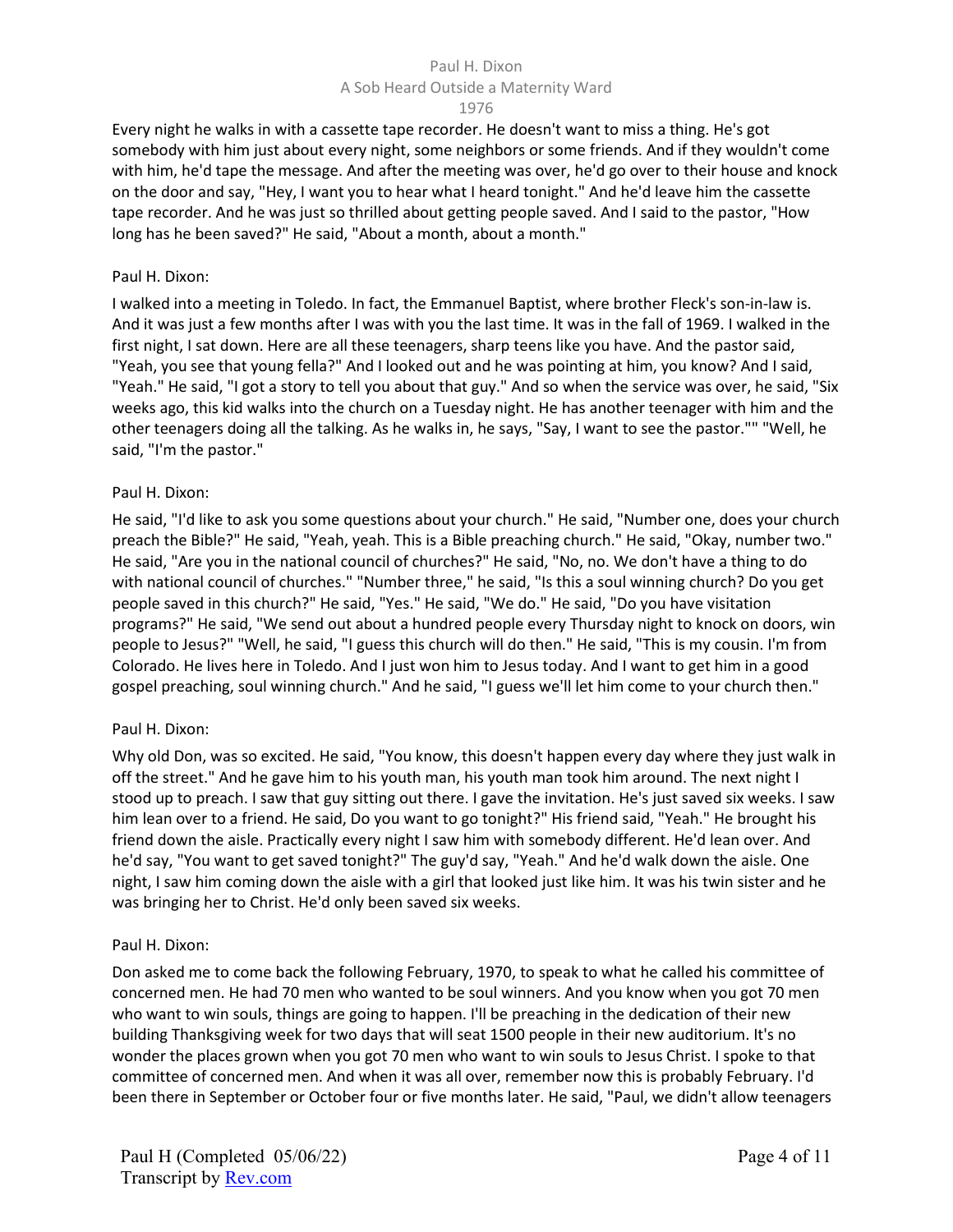Every night he walks in with a cassette tape recorder. He doesn't want to miss a thing. He's got somebody with him just about every night, some neighbors or some friends. And if they wouldn't come with him, he'd tape the message. And after the meeting was over, he'd go over to their house and knock on the door and say, "Hey, I want you to hear what I heard tonight." And he'd leave him the cassette tape recorder. And he was just so thrilled about getting people saved. And I said to the pastor, "How long has he been saved?" He said, "About a month, about a month."

Paul H. Dixon:

I walked into a meeting in Toledo. In fact, the Emmanuel Baptist, where brother Fleck's son-in-law is. And it was just a few months after I was with you the last time. It was in the fall of 1969. I walked in the first night, I sat down. Here are all these teenagers, sharp teens like you have. And the pastor said, "Yeah, you see that young fella?" And I looked out and he was pointing at him, you know? And I said, "Yeah." He said, "I got a story to tell you about that guy." And so when the service was over, he said, "Six weeks ago, this kid walks into the church on a Tuesday night. He has another teenager with him and the other teenagers doing all the talking. As he walks in, he says, "Say, I want to see the pastor."" "Well, he said, "I'm the pastor."

Paul H. Dixon:

He said, "I'd like to ask you some questions about your church." He said, "Number one, does your church preach the Bible?" He said, "Yeah, yeah. This is a Bible preaching church." He said, "Okay, number two." He said, "Are you in the national council of churches?" He said, "No, no. We don't have a thing to do with national council of churches." "Number three," he said, "Is this a soul winning church? Do you get people saved in this church?" He said, "Yes." He said, "We do." He said, "Do you have visitation programs?" He said, "We send out about a hundred people every Thursday night to knock on doors, win people to Jesus?" "Well, he said, "I guess this church will do then." He said, "This is my cousin. I'm from Colorado. He lives here in Toledo. And I just won him to Jesus today. And I want to get him in a good gospel preaching, soul winning church." And he said, "I guess we'll let him come to your church then."

Paul H. Dixon:

Why old Don, was so excited. He said, "You know, this doesn't happen every day where they just walk in off the street." And he gave him to his youth man, his youth man took him around. The next night I stood up to preach. I saw that guy sitting out there. I gave the invitation. He's just saved six weeks. I saw him lean over to a friend. He said, Do you want to go tonight?" His friend said, "Yeah." He brought his friend down the aisle. Practically every night I saw him with somebody different. He'd lean over. And he'd say, "You want to get saved tonight?" The guy'd say, "Yeah." And he'd walk down the aisle. One night, I saw him coming down the aisle with a girl that looked just like him. It was his twin sister and he was bringing her to Christ. He'd only been saved six weeks.

Paul H. Dixon:

Don asked me to come back the following February, 1970, to speak to what he called his committee of concerned men. He had 70 men who wanted to be soul winners. And you know when you got 70 men who want to win souls, things are going to happen. I'll be preaching in the dedication of their new building Thanksgiving week for two days that will seat 1500 people in their new auditorium. It's no wonder the places grown when you got 70 men who want to win souls to Jesus Christ. I spoke to that committee of concerned men. And when it was all over, remember now this is probably February. I'd been there in September or October four or five months later. He said, "Paul, we didn't allow teenagers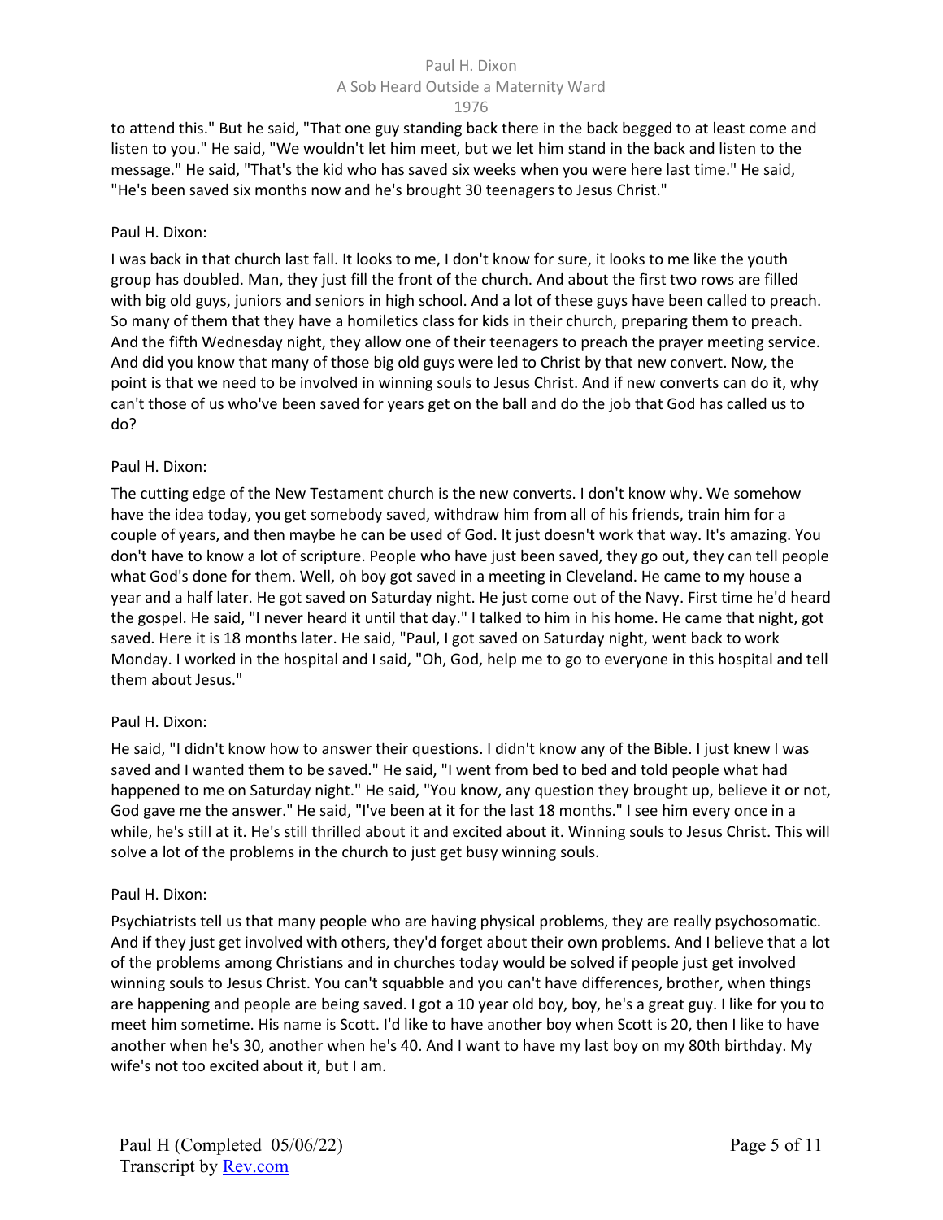to attend this." But he said, "That one guy standing back there in the back begged to at least come and listen to you." He said, "We wouldn't let him meet, but we let him stand in the back and listen to the message." He said, "That's the kid who has saved six weeks when you were here last time." He said, "He's been saved six months now and he's brought 30 teenagers to Jesus Christ."

Paul H. Dixon:

I was back in that church last fall. It looks to me, I don't know for sure, it looks to me like the youth group has doubled. Man, they just fill the front of the church. And about the first two rows are filled with big old guys, juniors and seniors in high school. And a lot of these guys have been called to preach. So many of them that they have a homiletics class for kids in their church, preparing them to preach. And the fifth Wednesday night, they allow one of their teenagers to preach the prayer meeting service. And did you know that many of those big old guys were led to Christ by that new convert. Now, the point is that we need to be involved in winning souls to Jesus Christ. And if new converts can do it, why can't those of us who've been saved for years get on the ball and do the job that God has called us to do?

Paul H. Dixon:

The cutting edge of the New Testament church is the new converts. I don't know why. We somehow have the idea today, you get somebody saved, withdraw him from all of his friends, train him for a couple of years, and then maybe he can be used of God. It just doesn't work that way. It's amazing. You don't have to know a lot of scripture. People who have just been saved, they go out, they can tell people what God's done for them. Well, oh boy got saved in a meeting in Cleveland. He came to my house a year and a half later. He got saved on Saturday night. He just come out of the Navy. First time he'd heard the gospel. He said, "I never heard it until that day." I talked to him in his home. He came that night, got saved. Here it is 18 months later. He said, "Paul, I got saved on Saturday night, went back to work Monday. I worked in the hospital and I said, "Oh, God, help me to go to everyone in this hospital and tell them about Jesus."

Paul H. Dixon:

He said, "I didn't know how to answer their questions. I didn't know any of the Bible. I just knew I was saved and I wanted them to be saved." He said, "I went from bed to bed and told people what had happened to me on Saturday night." He said, "You know, any question they brought up, believe it or not, God gave me the answer." He said, "I've been at it for the last 18 months." I see him every once in a while, he's still at it. He's still thrilled about it and excited about it. Winning souls to Jesus Christ. This will solve a lot of the problems in the church to just get busy winning souls.

Paul H. Dixon:

Psychiatrists tell us that many people who are having physical problems, they are really psychosomatic. And if they just get involved with others, they'd forget about their own problems. And I believe that a lot of the problems among Christians and in churches today would be solved if people just get involved winning souls to Jesus Christ. You can't squabble and you can't have differences, brother, when things are happening and people are being saved. I got a 10 year old boy, boy, he's a great guy. I like for you to meet him sometime. His name is Scott. I'd like to have another boy when Scott is 20, then I like to have another when he's 30, another when he's 40. And I want to have my last boy on my 80th birthday. My wife's not too excited about it, but I am.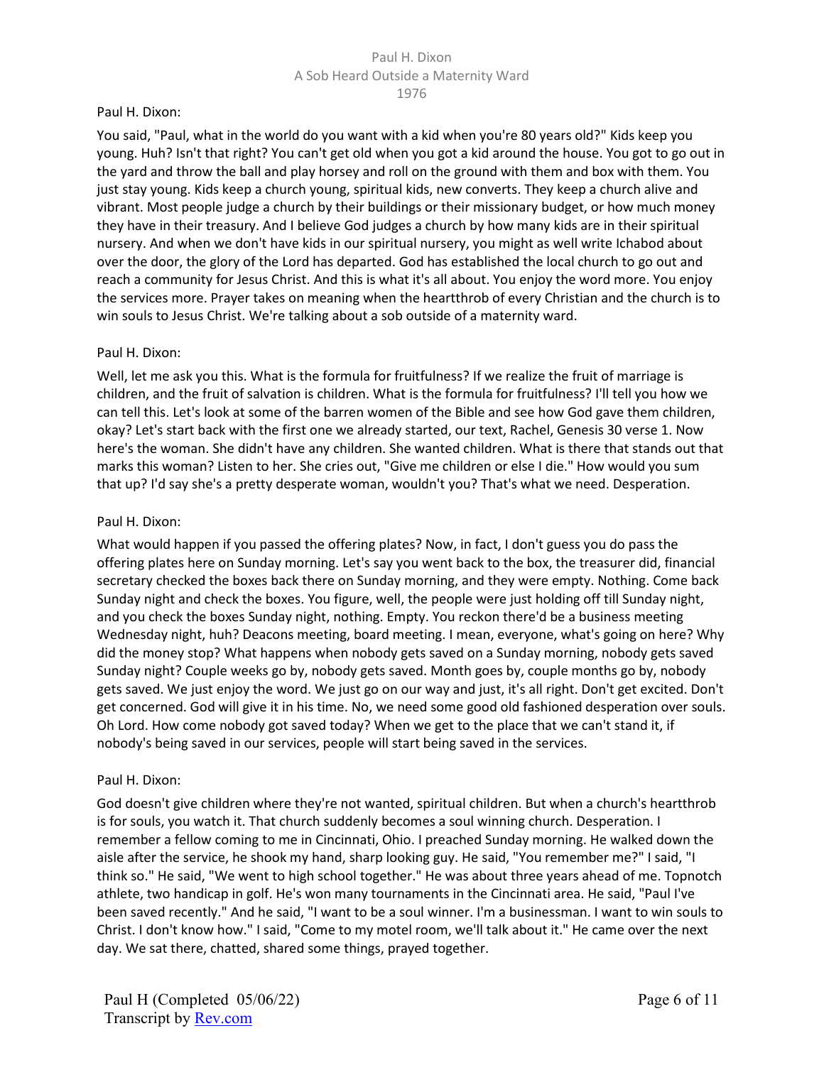Paul H. Dixon:

You said, "Paul, what in the world do you want with a kid when you're 80 years old?" Kids keep you young. Huh? Isn't that right? You can't get old when you got a kid around the house. You got to go out in the yard and throw the ball and play horsey and roll on the ground with them and box with them. You just stay young. Kids keep a church young, spiritual kids, new converts. They keep a church alive and vibrant. Most people judge a church by their buildings or their missionary budget, or how much money they have in their treasury. And I believe God judges a church by how many kids are in their spiritual nursery. And when we don't have kids in our spiritual nursery, you might as well write Ichabod about over the door, the glory of the Lord has departed. God has established the local church to go out and reach a community for Jesus Christ. And this is what it's all about. You enjoy the word more. You enjoy the services more. Prayer takes on meaning when the heartthrob of every Christian and the church is to win souls to Jesus Christ. We're talking about a sob outside of a maternity ward.

Paul H. Dixon:

Well, let me ask you this. What is the formula for fruitfulness? If we realize the fruit of marriage is children, and the fruit of salvation is children. What is the formula for fruitfulness? I'll tell you how we can tell this. Let's look at some of the barren women of the Bible and see how God gave them children, okay? Let's start back with the first one we already started, our text, Rachel, Genesis 30 verse 1. Now here's the woman. She didn't have any children. She wanted children. What is there that stands out that marks this woman? Listen to her. She cries out, "Give me children or else I die." How would you sum that up? I'd say she's a pretty desperate woman, wouldn't you? That's what we need. Desperation.

Paul H. Dixon:

What would happen if you passed the offering plates? Now, in fact, I don't guess you do pass the offering plates here on Sunday morning. Let's say you went back to the box, the treasurer did, financial secretary checked the boxes back there on Sunday morning, and they were empty. Nothing. Come back Sunday night and check the boxes. You figure, well, the people were just holding off till Sunday night, and you check the boxes Sunday night, nothing. Empty. You reckon there'd be a business meeting Wednesday night, huh? Deacons meeting, board meeting. I mean, everyone, what's going on here? Why did the money stop? What happens when nobody gets saved on a Sunday morning, nobody gets saved Sunday night? Couple weeks go by, nobody gets saved. Month goes by, couple months go by, nobody gets saved. We just enjoy the word. We just go on our way and just, it's all right. Don't get excited. Don't get concerned. God will give it in his time. No, we need some good old fashioned desperation over souls. Oh Lord. How come nobody got saved today? When we get to the place that we can't stand it, if nobody's being saved in our services, people will start being saved in the services.

Paul H. Dixon:

God doesn't give children where they're not wanted, spiritual children. But when a church's heartthrob is for souls, you watch it. That church suddenly becomes a soul winning church. Desperation. I remember a fellow coming to me in Cincinnati, Ohio. I preached Sunday morning. He walked down the aisle after the service, he shook my hand, sharp looking guy. He said, "You remember me?" I said, "I think so." He said, "We went to high school together." He was about three years ahead of me. Topnotch athlete, two handicap in golf. He's won many tournaments in the Cincinnati area. He said, "Paul I've been saved recently." And he said, "I want to be a soul winner. I'm a businessman. I want to win souls to Christ. I don't know how." I said, "Come to my motel room, we'll talk about it." He came over the next day. We sat there, chatted, shared some things, prayed together.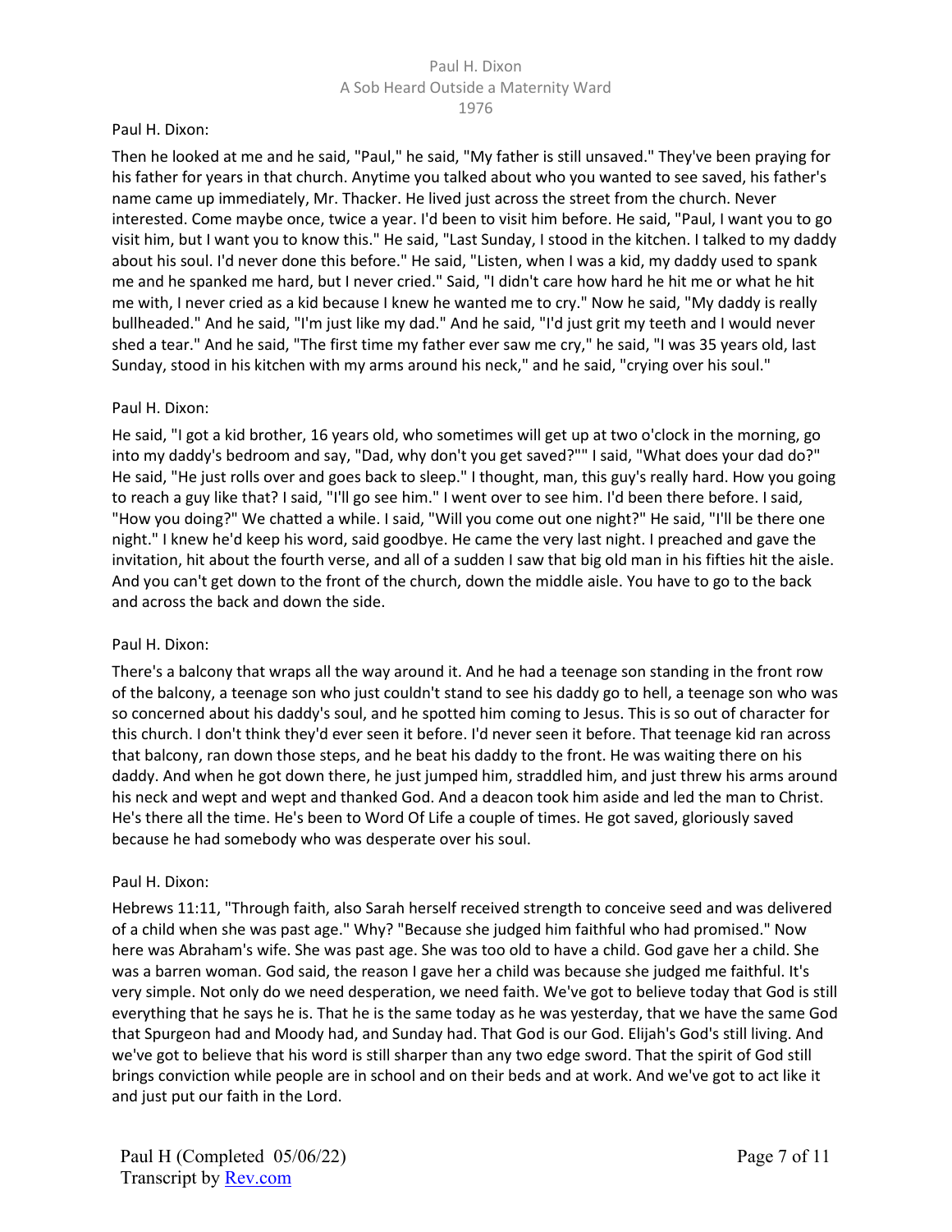Paul H. Dixon:

Then he looked at me and he said, "Paul," he said, "My father is still unsaved." They've been praying for his father for years in that church. Anytime you talked about who you wanted to see saved, his father's name came up immediately, Mr. Thacker. He lived just across the street from the church. Never interested. Come maybe once, twice a year. I'd been to visit him before. He said, "Paul, I want you to go visit him, but I want you to know this." He said, "Last Sunday, I stood in the kitchen. I talked to my daddy about his soul. I'd never done this before." He said, "Listen, when I was a kid, my daddy used to spank me and he spanked me hard, but I never cried." Said, "I didn't care how hard he hit me or what he hit me with, I never cried as a kid because I knew he wanted me to cry." Now he said, "My daddy is really bullheaded." And he said, "I'm just like my dad." And he said, "I'd just grit my teeth and I would never shed a tear." And he said, "The first time my father ever saw me cry," he said, "I was 35 years old, last Sunday, stood in his kitchen with my arms around his neck," and he said, "crying over his soul."

Paul H. Dixon:

He said, "I got a kid brother, 16 years old, who sometimes will get up at two o'clock in the morning, go into my daddy's bedroom and say, "Dad, why don't you get saved?"" I said, "What does your dad do?" He said, "He just rolls over and goes back to sleep." I thought, man, this guy's really hard. How you going to reach a guy like that? I said, "I'll go see him." I went over to see him. I'd been there before. I said, "How you doing?" We chatted a while. I said, "Will you come out one night?" He said, "I'll be there one night." I knew he'd keep his word, said goodbye. He came the very last night. I preached and gave the invitation, hit about the fourth verse, and all of a sudden I saw that big old man in his fifties hit the aisle. And you can't get down to the front of the church, down the middle aisle. You have to go to the back and across the back and down the side.

Paul H. Dixon:

There's a balcony that wraps all the way around it. And he had a teenage son standing in the front row of the balcony, a teenage son who just couldn't stand to see his daddy go to hell, a teenage son who was so concerned about his daddy's soul, and he spotted him coming to Jesus. This is so out of character for this church. I don't think they'd ever seen it before. I'd never seen it before. That teenage kid ran across that balcony, ran down those steps, and he beat his daddy to the front. He was waiting there on his daddy. And when he got down there, he just jumped him, straddled him, and just threw his arms around his neck and wept and wept and thanked God. And a deacon took him aside and led the man to Christ. He's there all the time. He's been to Word Of Life a couple of times. He got saved, gloriously saved because he had somebody who was desperate over his soul.

Paul H. Dixon:

Hebrews 11:11, "Through faith, also Sarah herself received strength to conceive seed and was delivered of a child when she was past age." Why? "Because she judged him faithful who had promised." Now here was Abraham's wife. She was past age. She was too old to have a child. God gave her a child. She was a barren woman. God said, the reason I gave her a child was because she judged me faithful. It's very simple. Not only do we need desperation, we need faith. We've got to believe today that God is still everything that he says he is. That he is the same today as he was yesterday, that we have the same God that Spurgeon had and Moody had, and Sunday had. That God is our God. Elijah's God's still living. And we've got to believe that his word is still sharper than any two edge sword. That the spirit of God still brings conviction while people are in school and on their beds and at work. And we've got to act like it and just put our faith in the Lord.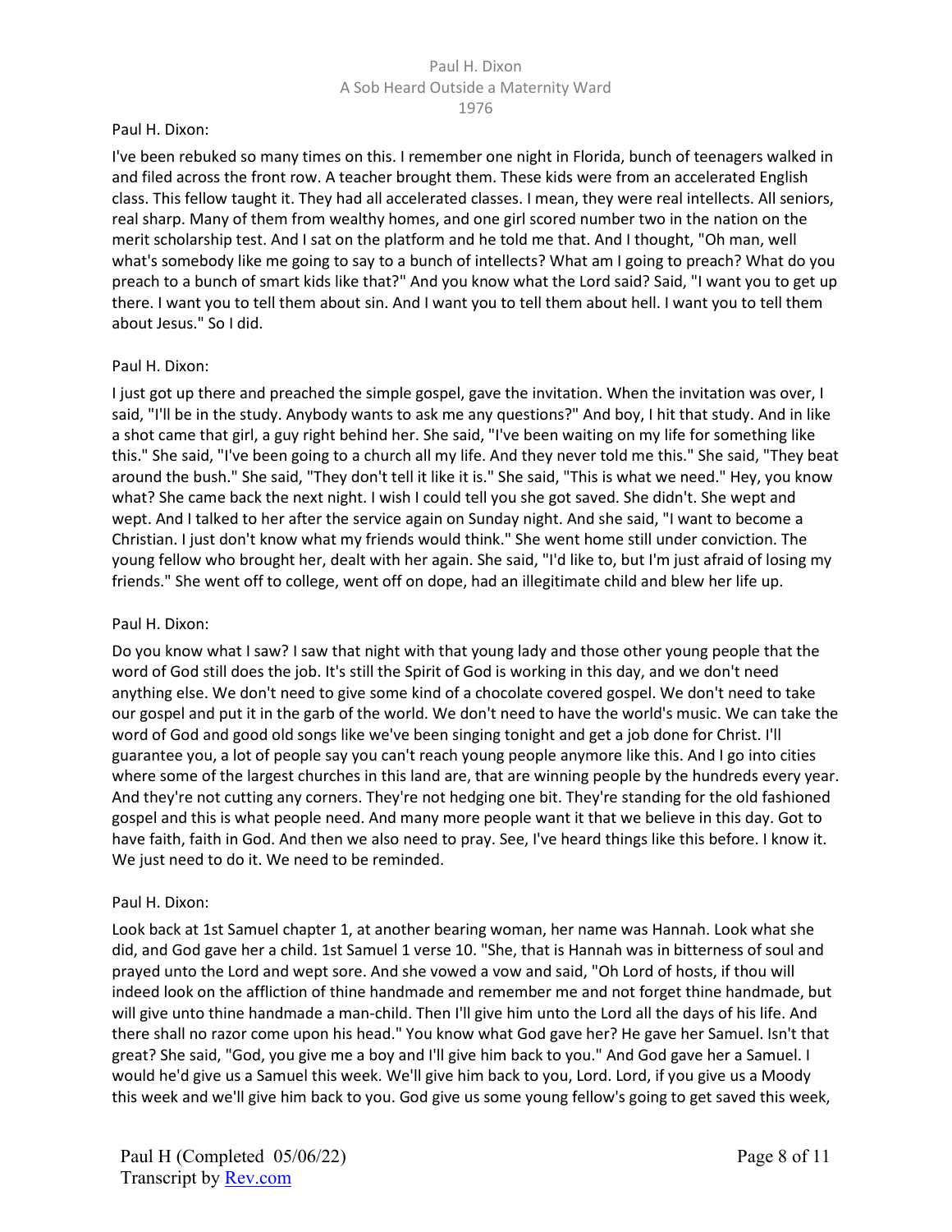Paul H. Dixon:

I've been rebuked so many times on this. I remember one night in Florida, bunch of teenagers walked in and filed across the front row. A teacher brought them. These kids were from an accelerated English class. This fellow taught it. They had all accelerated classes. I mean, they were real intellects. All seniors, real sharp. Many of them from wealthy homes, and one girl scored number two in the nation on the merit scholarship test. And I sat on the platform and he told me that. And I thought, "Oh man, well what's somebody like me going to say to a bunch of intellects? What am I going to preach? What do you preach to a bunch of smart kids like that?" And you know what the Lord said? Said, "I want you to get up there. I want you to tell them about sin. And I want you to tell them about hell. I want you to tell them about Jesus." So I did.

Paul H. Dixon:

I just got up there and preached the simple gospel, gave the invitation. When the invitation was over, I said, "I'll be in the study. Anybody wants to ask me any questions?" And boy, I hit that study. And in like a shot came that girl, a guy right behind her. She said, "I've been waiting on my life for something like this." She said, "I've been going to a church all my life. And they never told me this." She said, "They beat around the bush." She said, "They don't tell it like it is." She said, "This is what we need." Hey, you know what? She came back the next night. I wish I could tell you she got saved. She didn't. She wept and wept. And I talked to her after the service again on Sunday night. And she said, "I want to become a Christian. I just don't know what my friends would think." She went home still under conviction. The young fellow who brought her, dealt with her again. She said, "I'd like to, but I'm just afraid of losing my friends." She went off to college, went off on dope, had an illegitimate child and blew her life up.

Paul H. Dixon:

Do you know what I saw? I saw that night with that young lady and those other young people that the word of God still does the job. It's still the Spirit of God is working in this day, and we don't need anything else. We don't need to give some kind of a chocolate covered gospel. We don't need to take our gospel and put it in the garb of the world. We don't need to have the world's music. We can take the word of God and good old songs like we've been singing tonight and get a job done for Christ. I'll guarantee you, a lot of people say you can't reach young people anymore like this. And I go into cities where some of the largest churches in this land are, that are winning people by the hundreds every year. And they're not cutting any corners. They're not hedging one bit. They're standing for the old fashioned gospel and this is what people need. And many more people want it that we believe in this day. Got to have faith, faith in God. And then we also need to pray. See, I've heard things like this before. I know it. We just need to do it. We need to be reminded.

Paul H. Dixon:

Look back at 1st Samuel chapter 1, at another bearing woman, her name was Hannah. Look what she did, and God gave her a child. 1st Samuel 1 verse 10. "She, that is Hannah was in bitterness of soul and prayed unto the Lord and wept sore. And she vowed a vow and said, "Oh Lord of hosts, if thou will indeed look on the affliction of thine handmade and remember me and not forget thine handmade, but will give unto thine handmade a man-child. Then I'll give him unto the Lord all the days of his life. And there shall no razor come upon his head." You know what God gave her? He gave her Samuel. Isn't that great? She said, "God, you give me a boy and I'll give him back to you." And God gave her a Samuel. I would he'd give us a Samuel this week. We'll give him back to you, Lord. Lord, if you give us a Moody this week and we'll give him back to you. God give us some young fellow's going to get saved this week,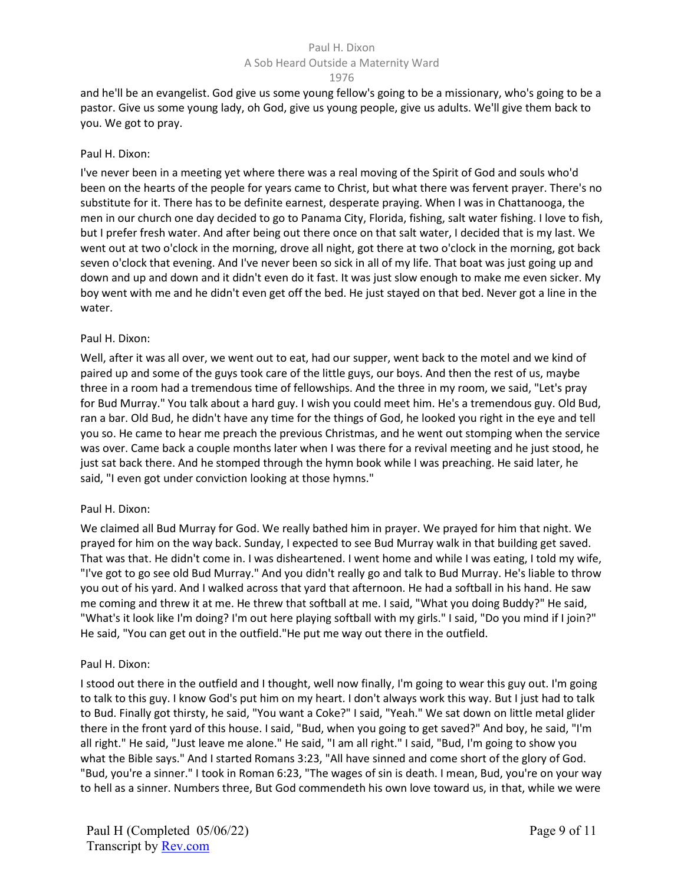and he'll be an evangelist. God give us some young fellow's going to be a missionary, who's going to be a pastor. Give us some young lady, oh God, give us young people, give us adults. We'll give them back to you. We got to pray.

Paul H. Dixon:

I've never been in a meeting yet where there was a real moving of the Spirit of God and souls who'd been on the hearts of the people for years came to Christ, but what there was fervent prayer. There's no substitute for it. There has to be definite earnest, desperate praying. When I was in Chattanooga, the men in our church one day decided to go to Panama City, Florida, fishing, salt water fishing. I love to fish, but I prefer fresh water. And after being out there once on that salt water, I decided that is my last. We went out at two o'clock in the morning, drove all night, got there at two o'clock in the morning, got back seven o'clock that evening. And I've never been so sick in all of my life. That boat was just going up and down and up and down and it didn't even do it fast. It was just slow enough to make me even sicker. My boy went with me and he didn't even get off the bed. He just stayed on that bed. Never got a line in the water.

Paul H. Dixon:

Well, after it was all over, we went out to eat, had our supper, went back to the motel and we kind of paired up and some of the guys took care of the little guys, our boys. And then the rest of us, maybe three in a room had a tremendous time of fellowships. And the three in my room, we said, "Let's pray for Bud Murray." You talk about a hard guy. I wish you could meet him. He's a tremendous guy. Old Bud, ran a bar. Old Bud, he didn't have any time for the things of God, he looked you right in the eye and tell you so. He came to hear me preach the previous Christmas, and he went out stomping when the service was over. Came back a couple months later when I was there for a revival meeting and he just stood, he just sat back there. And he stomped through the hymn book while I was preaching. He said later, he said, "I even got under conviction looking at those hymns."

Paul H. Dixon:

We claimed all Bud Murray for God. We really bathed him in prayer. We prayed for him that night. We prayed for him on the way back. Sunday, I expected to see Bud Murray walk in that building get saved. That was that. He didn't come in. I was disheartened. I went home and while I was eating, I told my wife, "I've got to go see old Bud Murray." And you didn't really go and talk to Bud Murray. He's liable to throw you out of his yard. And I walked across that yard that afternoon. He had a softball in his hand. He saw me coming and threw it at me. He threw that softball at me. I said, "What you doing Buddy?" He said, "What's it look like I'm doing? I'm out here playing softball with my girls." I said, "Do you mind if I join?" He said, "You can get out in the outfield."He put me way out there in the outfield.

Paul H. Dixon:

I stood out there in the outfield and I thought, well now finally, I'm going to wear this guy out. I'm going to talk to this guy. I know God's put him on my heart. I don't always work this way. But I just had to talk to Bud. Finally got thirsty, he said, "You want a Coke?" I said, "Yeah." We sat down on little metal glider there in the front yard of this house. I said, "Bud, when you going to get saved?" And boy, he said, "I'm all right." He said, "Just leave me alone." He said, "I am all right." I said, "Bud, I'm going to show you what the Bible says." And I started Romans 3:23, "All have sinned and come short of the glory of God. "Bud, you're a sinner." I took in Roman 6:23, "The wages of sin is death. I mean, Bud, you're on your way to hell as a sinner. Numbers three, But God commendeth his own love toward us, in that, while we were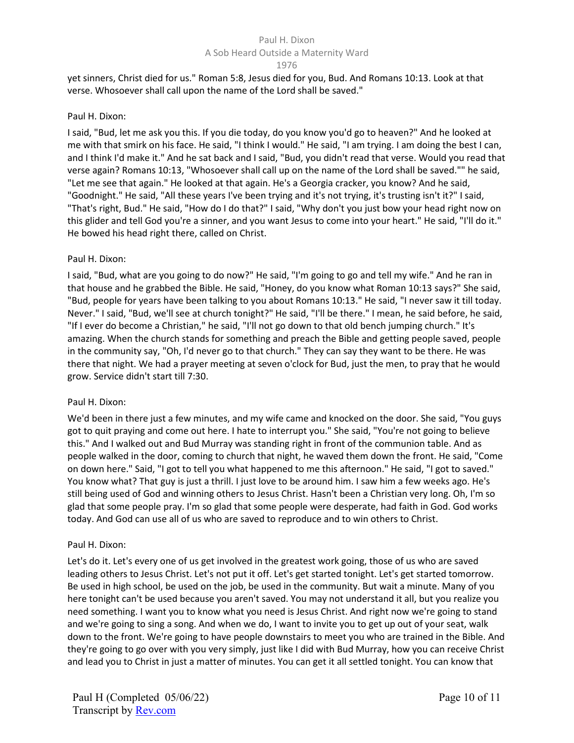yet sinners, Christ died for us." Roman 5:8, Jesus died for you, Bud. And Romans 10:13. Look at that verse. Whosoever shall call upon the name of the Lord shall be saved."

Paul H. Dixon:

I said, "Bud, let me ask you this. If you die today, do you know you'd go to heaven?" And he looked at me with that smirk on his face. He said, "I think I would." He said, "I am trying. I am doing the best I can, and I think I'd make it." And he sat back and I said, "Bud, you didn't read that verse. Would you read that verse again? Romans 10:13, "Whosoever shall call up on the name of the Lord shall be saved."" he said, "Let me see that again." He looked at that again. He's a Georgia cracker, you know? And he said, "Goodnight." He said, "All these years I've been trying and it's not trying, it's trusting isn't it?" I said, "That's right, Bud." He said, "How do I do that?" I said, "Why don't you just bow your head right now on this glider and tell God you're a sinner, and you want Jesus to come into your heart." He said, "I'll do it." He bowed his head right there, called on Christ.

Paul H. Dixon:

I said, "Bud, what are you going to do now?" He said, "I'm going to go and tell my wife." And he ran in that house and he grabbed the Bible. He said, "Honey, do you know what Roman 10:13 says?" She said, "Bud, people for years have been talking to you about Romans 10:13." He said, "I never saw it till today. Never." I said, "Bud, we'll see at church tonight?" He said, "I'll be there." I mean, he said before, he said, "If I ever do become a Christian," he said, "I'll not go down to that old bench jumping church." It's amazing. When the church stands for something and preach the Bible and getting people saved, people in the community say, "Oh, I'd never go to that church." They can say they want to be there. He was there that night. We had a prayer meeting at seven o'clock for Bud, just the men, to pray that he would grow. Service didn't start till 7:30.

Paul H. Dixon:

We'd been in there just a few minutes, and my wife came and knocked on the door. She said, "You guys got to quit praying and come out here. I hate to interrupt you." She said, "You're not going to believe this." And I walked out and Bud Murray was standing right in front of the communion table. And as people walked in the door, coming to church that night, he waved them down the front. He said, "Come on down here." Said, "I got to tell you what happened to me this afternoon." He said, "I got to saved." You know what? That guy is just a thrill. I just love to be around him. I saw him a few weeks ago. He's still being used of God and winning others to Jesus Christ. Hasn't been a Christian very long. Oh, I'm so glad that some people pray. I'm so glad that some people were desperate, had faith in God. God works today. And God can use all of us who are saved to reproduce and to win others to Christ.

Paul H. Dixon:

Let's do it. Let's every one of us get involved in the greatest work going, those of us who are saved leading others to Jesus Christ. Let's not put it off. Let's get started tonight. Let's get started tomorrow. Be used in high school, be used on the job, be used in the community. But wait a minute. Many of you here tonight can't be used because you aren't saved. You may not understand it all, but you realize you need something. I want you to know what you need is Jesus Christ. And right now we're going to stand and we're going to sing a song. And when we do, I want to invite you to get up out of your seat, walk down to the front. We're going to have people downstairs to meet you who are trained in the Bible. And they're going to go over with you very simply, just like I did with Bud Murray, how you can receive Christ and lead you to Christ in just a matter of minutes. You can get it all settled tonight. You can know that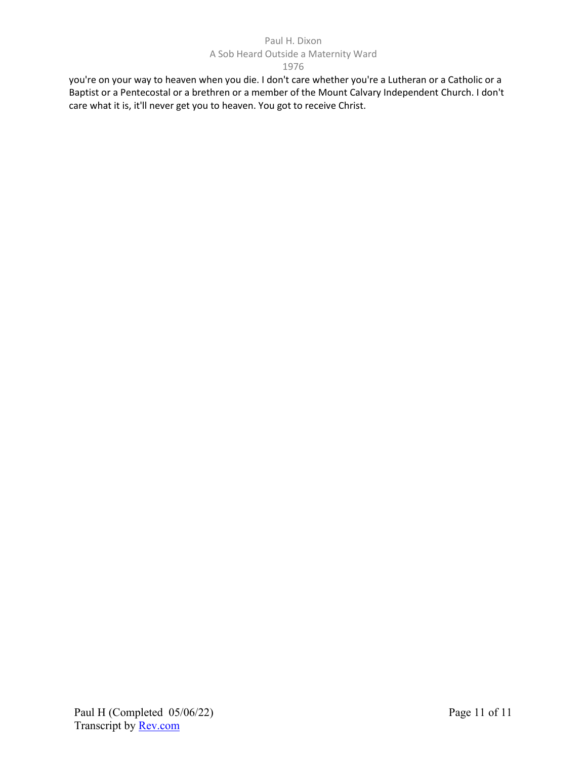you're on your way to heaven when you die. I don't care whether you're a Lutheran or a Catholic or a Baptist or a Pentecostal or a brethren or a member of the Mount Calvary Independent Church. I don't care what it is, it'll never get you to heaven. You got to receive Christ.